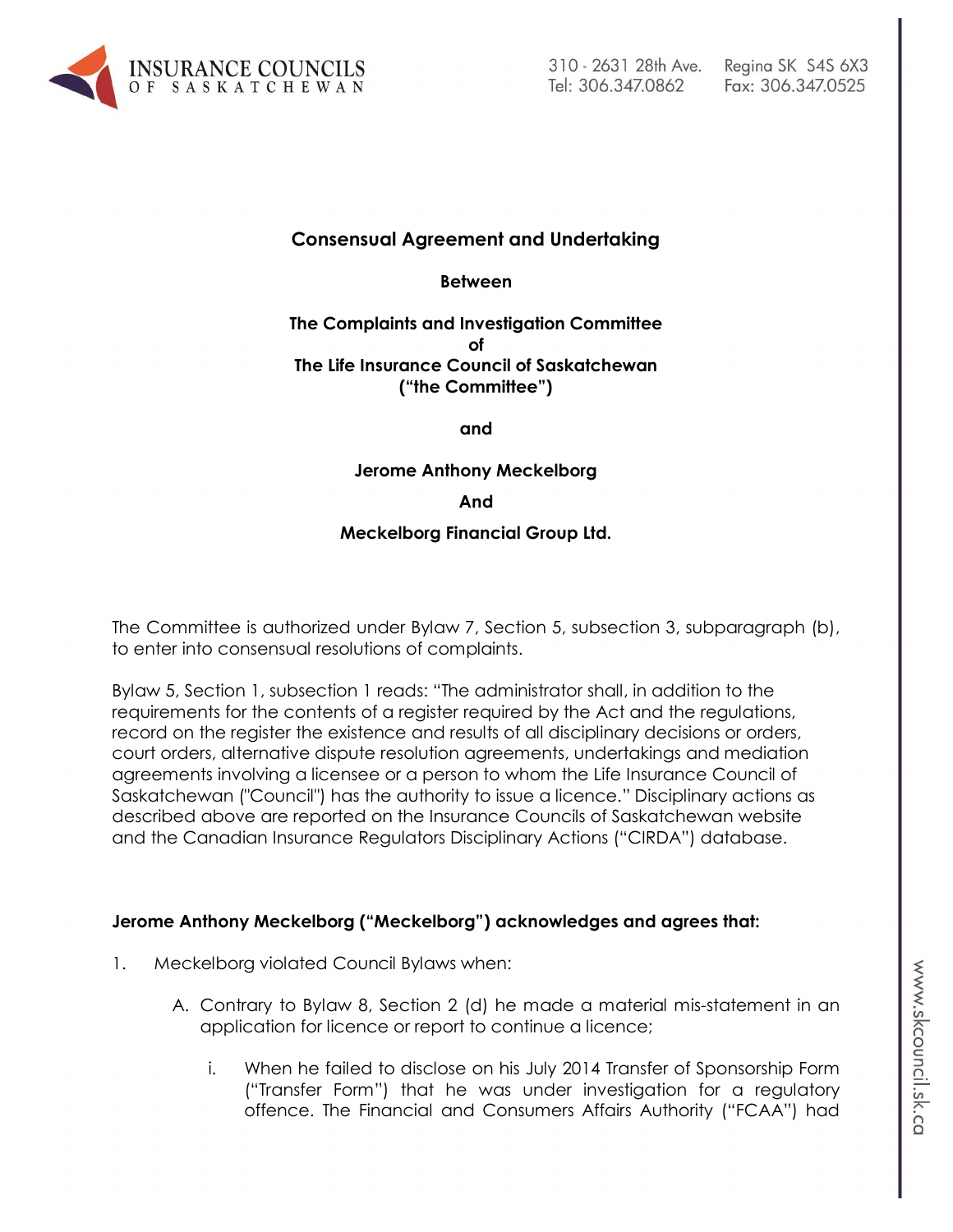**Consensual Agreement and Undertaking**

**Between**

**The Complaints and Investigation Committee**
**of**
**The Life Insurance Council of Saskatchewan**
**("the Committee")**

**and**

**Jerome Anthony Meckelborg**

**And**

**Meckelborg Financial Group Ltd.**

The Committee is authorized under Bylaw 7, Section 5, subsection 3, subparagraph (b), to enter into consensual resolutions of complaints.

Bylaw 5, Section 1, subsection 1 reads: "The administrator shall, in addition to the requirements for the contents of a register required by the Act and the regulations, record on the register the existence and results of all disciplinary decisions or orders, court orders, alternative dispute resolution agreements, undertakings and mediation agreements involving a licensee or a person to whom the Life Insurance Council of Saskatchewan ("Council") has the authority to issue a licence." Disciplinary actions as described above are reported on the Insurance Councils of Saskatchewan website and the Canadian Insurance Regulators Disciplinary Actions ("CIRDA") database.

**Jerome Anthony Meckelborg ("Meckelborg") acknowledges and agrees that:**

1. Meckelborg violated Council Bylaws when:

   A. Contrary to Bylaw 8, Section 2 (d) he made a material mis-statement in an application for licence or report to continue a licence;

      i. When he failed to disclose on his July 2014 Transfer of Sponsorship Form ("Transfer Form") that he was under investigation for a regulatory offence. The Financial and Consumers Affairs Authority ("FCAA") had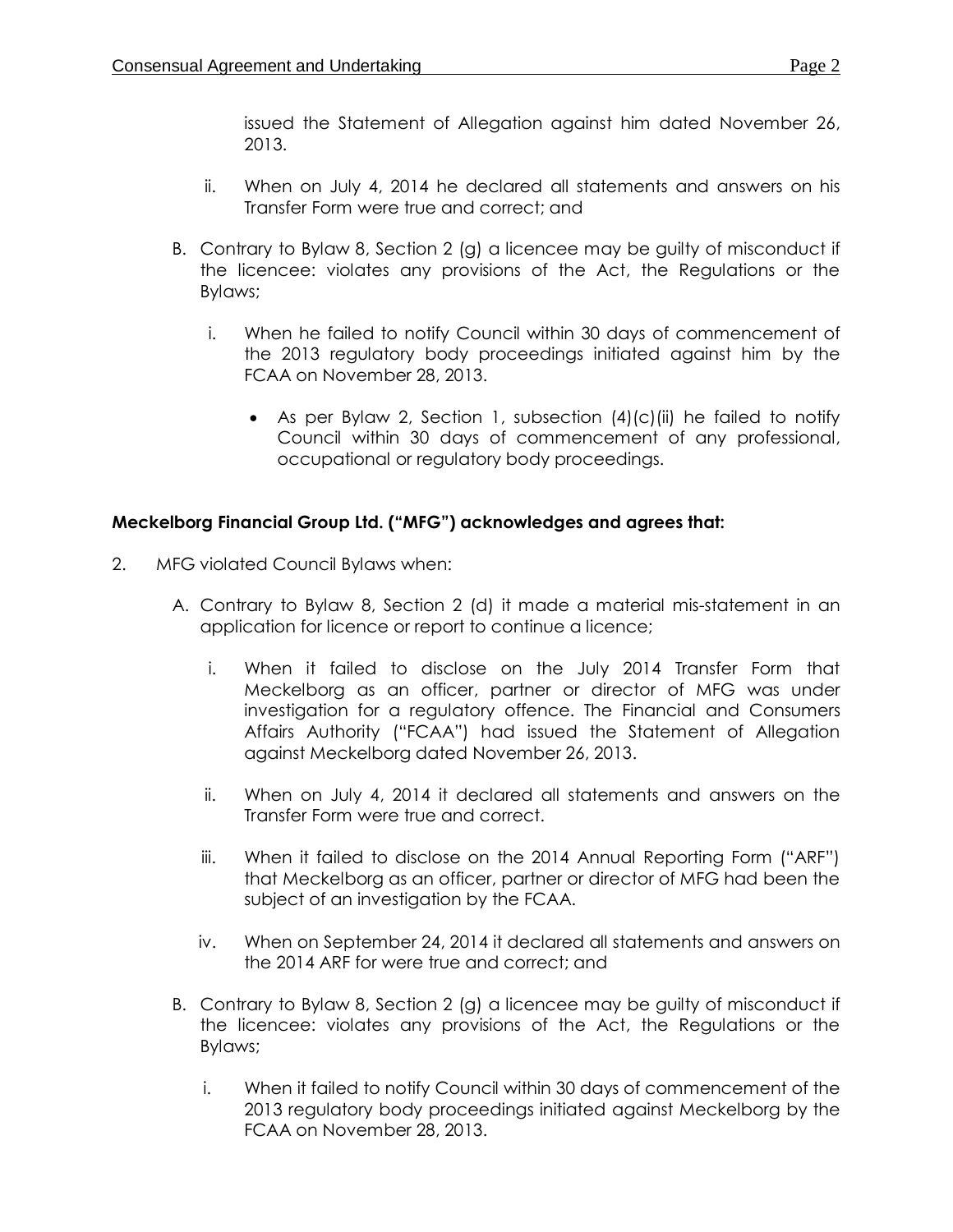issued the Statement of Allegation against him dated November 26, 2013.

ii. When on July 4, 2014 he declared all statements and answers on his Transfer Form were true and correct; and

B. Contrary to Bylaw 8, Section 2 (g) a licencee may be guilty of misconduct if the licencee: violates any provisions of the Act, the Regulations or the Bylaws;

   i. When he failed to notify Council within 30 days of commencement of the 2013 regulatory body proceedings initiated against him by the FCAA on November 28, 2013.

      - As per Bylaw 2, Section 1, subsection (4)(c)(ii) he failed to notify Council within 30 days of commencement of any professional, occupational or regulatory body proceedings.

**Meckelborg Financial Group Ltd. ("MFG") acknowledges and agrees that:**

2. MFG violated Council Bylaws when:

   A. Contrary to Bylaw 8, Section 2 (d) it made a material mis-statement in an application for licence or report to continue a licence;

      i. When it failed to disclose on the July 2014 Transfer Form that Meckelborg as an officer, partner or director of MFG was under investigation for a regulatory offence. The Financial and Consumers Affairs Authority ("FCAA") had issued the Statement of Allegation against Meckelborg dated November 26, 2013.

      ii. When on July 4, 2014 it declared all statements and answers on the Transfer Form were true and correct.

      iii. When it failed to disclose on the 2014 Annual Reporting Form ("ARF") that Meckelborg as an officer, partner or director of MFG had been the subject of an investigation by the FCAA.

      iv. When on September 24, 2014 it declared all statements and answers on the 2014 ARF for were true and correct; and

   B. Contrary to Bylaw 8, Section 2 (g) a licencee may be guilty of misconduct if the licencee: violates any provisions of the Act, the Regulations or the Bylaws;

      i. When it failed to notify Council within 30 days of commencement of the 2013 regulatory body proceedings initiated against Meckelborg by the FCAA on November 28, 2013.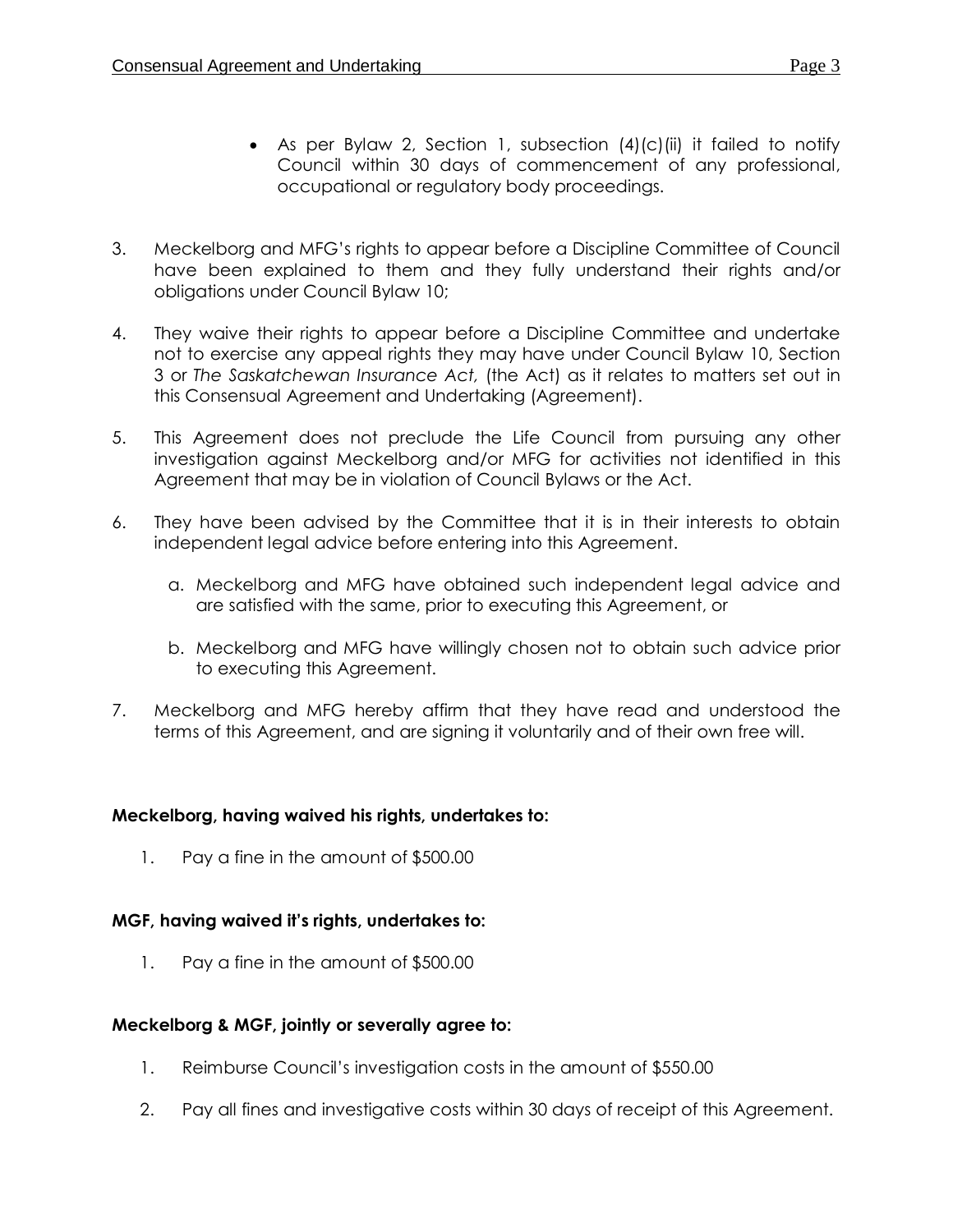- As per Bylaw 2, Section 1, subsection (4)(c)(ii) it failed to notify Council within 30 days of commencement of any professional, occupational or regulatory body proceedings.

3. Meckelborg and MFG's rights to appear before a Discipline Committee of Council have been explained to them and they fully understand their rights and/or obligations under Council Bylaw 10;

4. They waive their rights to appear before a Discipline Committee and undertake not to exercise any appeal rights they may have under Council Bylaw 10, Section 3 or *The Saskatchewan Insurance Act,* (the Act) as it relates to matters set out in this Consensual Agreement and Undertaking (Agreement).

5. This Agreement does not preclude the Life Council from pursuing any other investigation against Meckelborg and/or MFG for activities not identified in this Agreement that may be in violation of Council Bylaws or the Act.

6. They have been advised by the Committee that it is in their interests to obtain independent legal advice before entering into this Agreement.

   a. Meckelborg and MFG have obtained such independent legal advice and are satisfied with the same, prior to executing this Agreement, or

   b. Meckelborg and MFG have willingly chosen not to obtain such advice prior to executing this Agreement.

7. Meckelborg and MFG hereby affirm that they have read and understood the terms of this Agreement, and are signing it voluntarily and of their own free will.

**Meckelborg, having waived his rights, undertakes to:**

1. Pay a fine in the amount of $500.00

**MGF, having waived it's rights, undertakes to:**

1. Pay a fine in the amount of $500.00

**Meckelborg & MGF, jointly or severally agree to:**

1. Reimburse Council's investigation costs in the amount of $550.00
2. Pay all fines and investigative costs within 30 days of receipt of this Agreement.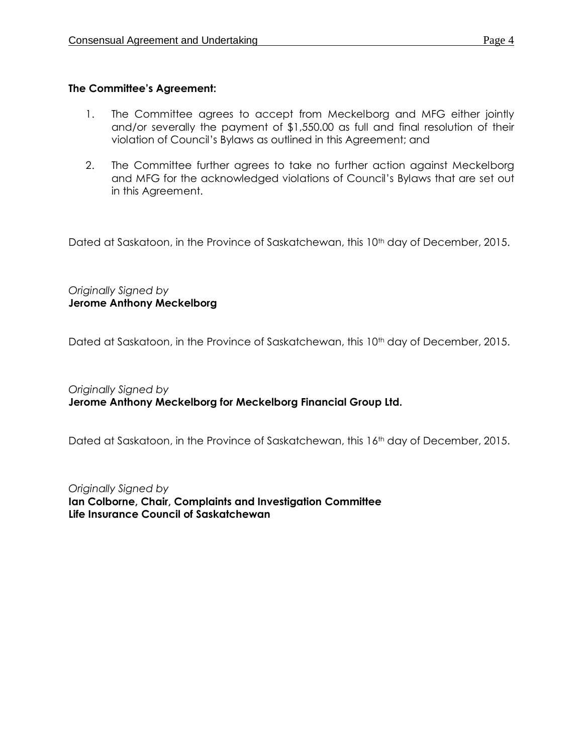**The Committee's Agreement:**

1. The Committee agrees to accept from Meckelborg and MFG either jointly and/or severally the payment of $1,550.00 as full and final resolution of their violation of Council's Bylaws as outlined in this Agreement; and

2. The Committee further agrees to take no further action against Meckelborg and MFG for the acknowledged violations of Council's Bylaws that are set out in this Agreement.

Dated at Saskatoon, in the Province of Saskatchewan, this 10th day of December, 2015.

*Originally Signed by*
**Jerome Anthony Meckelborg**

Dated at Saskatoon, in the Province of Saskatchewan, this 10th day of December, 2015.

*Originally Signed by*
**Jerome Anthony Meckelborg for Meckelborg Financial Group Ltd.**

Dated at Saskatoon, in the Province of Saskatchewan, this 16th day of December, 2015.

*Originally Signed by*
**Ian Colborne, Chair, Complaints and Investigation Committee**
**Life Insurance Council of Saskatchewan**